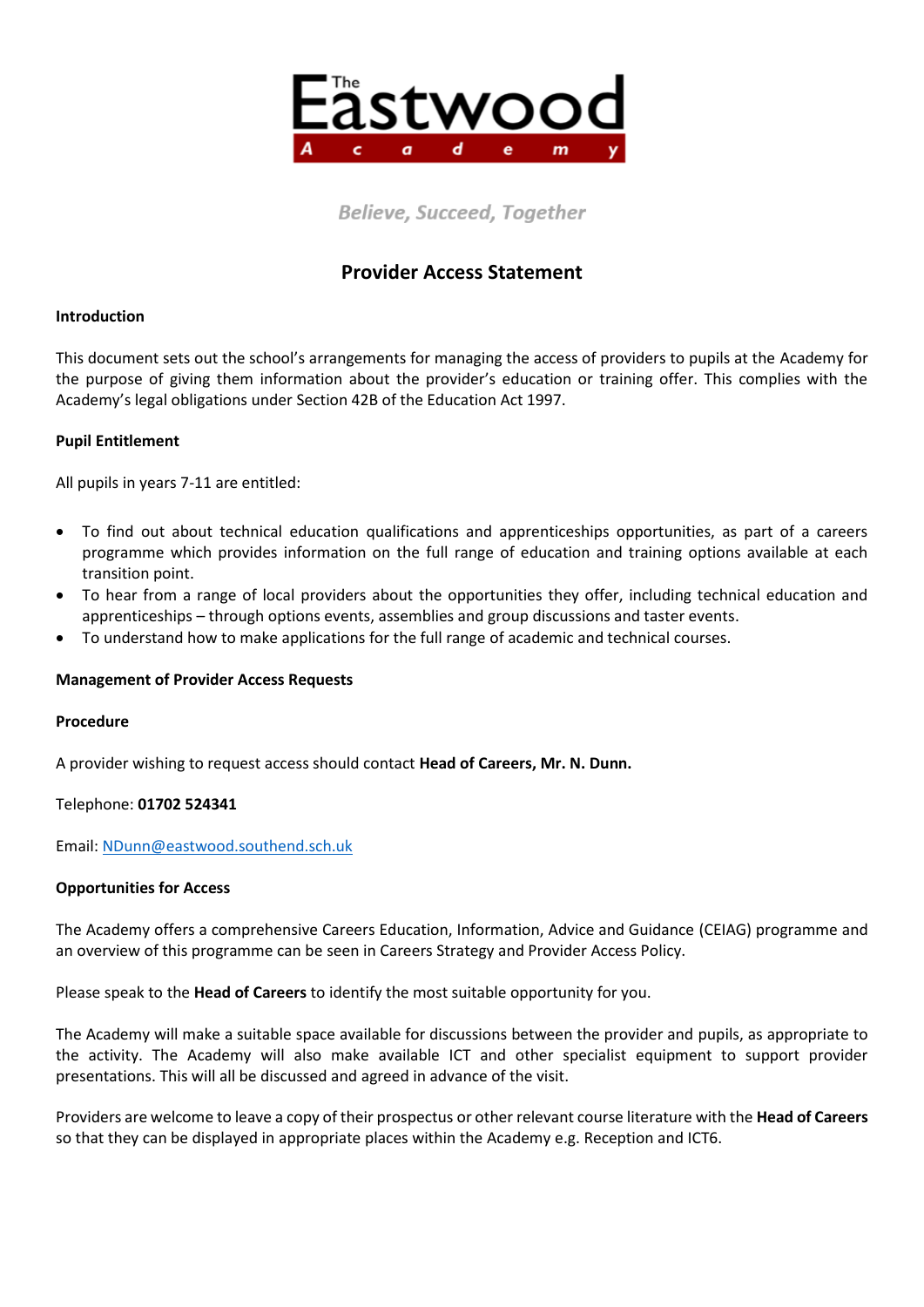The Eastwood Academy

*Believe, Succeed, Together*

# Provider Access Statement

**Introduction**

This document sets out the school's arrangements for managing the access of providers to pupils at the Academy for the purpose of giving them information about the provider's education or training offer. This complies with the Academy's legal obligations under Section 42B of the Education Act 1997.

**Pupil Entitlement**

All pupils in years 7-11 are entitled:

- To find out about technical education qualifications and apprenticeships opportunities, as part of a careers programme which provides information on the full range of education and training options available at each transition point.
- To hear from a range of local providers about the opportunities they offer, including technical education and apprenticeships – through options events, assemblies and group discussions and taster events.
- To understand how to make applications for the full range of academic and technical courses.

**Management of Provider Access Requests**

**Procedure**

A provider wishing to request access should contact **Head of Careers, Mr. N. Dunn.**

Telephone: **01702 524341**

Email: [NDunn@eastwood.southend.sch.uk](mailto:NDunn@eastwood.southend.sch.uk)

**Opportunities for Access**

The Academy offers a comprehensive Careers Education, Information, Advice and Guidance (CEIAG) programme and an overview of this programme can be seen in Careers Strategy and Provider Access Policy.

Please speak to the **Head of Careers** to identify the most suitable opportunity for you.

The Academy will make a suitable space available for discussions between the provider and pupils, as appropriate to the activity. The Academy will also make available ICT and other specialist equipment to support provider presentations. This will all be discussed and agreed in advance of the visit.

Providers are welcome to leave a copy of their prospectus or other relevant course literature with the **Head of Careers** so that they can be displayed in appropriate places within the Academy e.g. Reception and ICT6.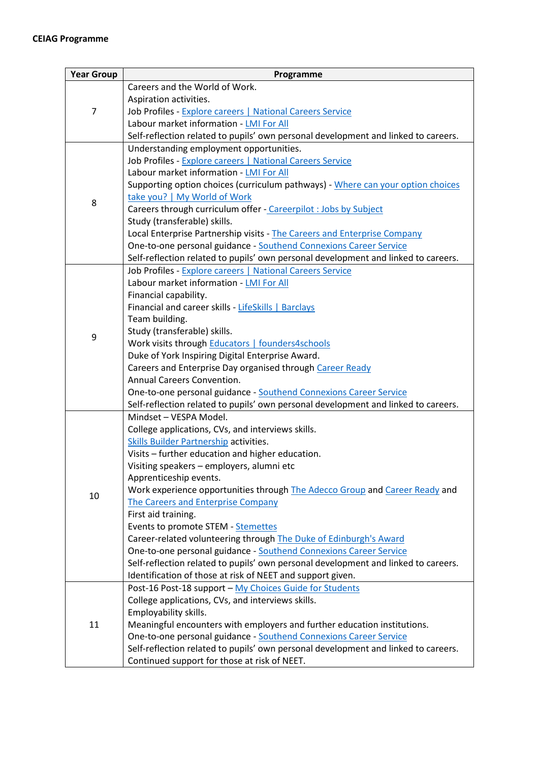**CEIAG Programme**

| Year Group | Programme |
|---|---|
| 7 | Careers and the World of Work.<br>Aspiration activities.<br>Job Profiles - Explore careers \| National Careers Service<br>Labour market information - LMI For All<br>Self-reflection related to pupils' own personal development and linked to careers. |
| 8 | Understanding employment opportunities.<br>Job Profiles - Explore careers \| National Careers Service<br>Labour market information - LMI For All<br>Supporting option choices (curriculum pathways) - Where can your option choices take you? \| My World of Work<br>Careers through curriculum offer - Careerpilot : Jobs by Subject<br>Study (transferable) skills.<br>Local Enterprise Partnership visits - The Careers and Enterprise Company<br>One-to-one personal guidance - Southend Connexions Career Service<br>Self-reflection related to pupils' own personal development and linked to careers. |
| 9 | Job Profiles - Explore careers \| National Careers Service<br>Labour market information - LMI For All<br>Financial capability.<br>Financial and career skills - LifeSkills \| Barclays<br>Team building.<br>Study (transferable) skills.<br>Work visits through Educators \| founders4schools<br>Duke of York Inspiring Digital Enterprise Award.<br>Careers and Enterprise Day organised through Career Ready<br>Annual Careers Convention.<br>One-to-one personal guidance - Southend Connexions Career Service<br>Self-reflection related to pupils' own personal development and linked to careers. |
| 10 | Mindset – VESPA Model.<br>College applications, CVs, and interviews skills.<br>Skills Builder Partnership activities.<br>Visits – further education and higher education.<br>Visiting speakers – employers, alumni etc<br>Apprenticeship events.<br>Work experience opportunities through The Adecco Group and Career Ready and The Careers and Enterprise Company<br>First aid training.<br>Events to promote STEM - Stemettes<br>Career-related volunteering through The Duke of Edinburgh's Award<br>One-to-one personal guidance - Southend Connexions Career Service<br>Self-reflection related to pupils' own personal development and linked to careers.<br>Identification of those at risk of NEET and support given. |
| 11 | Post-16 Post-18 support – My Choices Guide for Students<br>College applications, CVs, and interviews skills.<br>Employability skills.<br>Meaningful encounters with employers and further education institutions.<br>One-to-one personal guidance - Southend Connexions Career Service<br>Self-reflection related to pupils' own personal development and linked to careers.<br>Continued support for those at risk of NEET. |